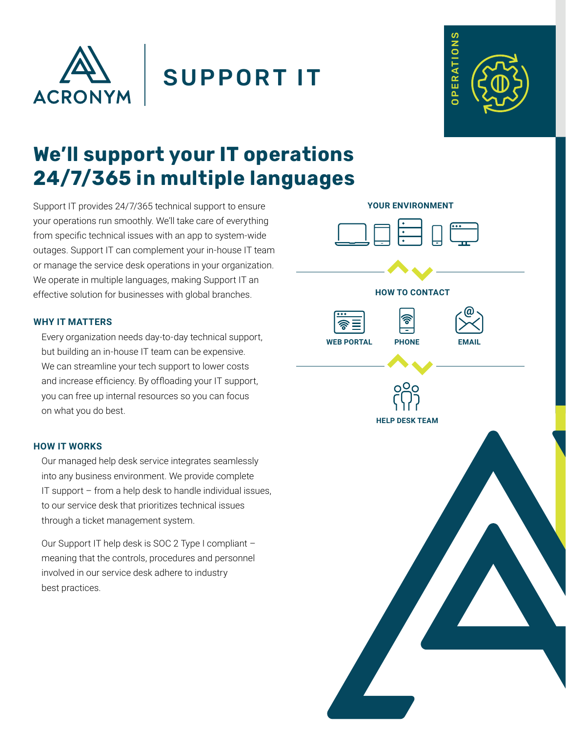ACRONYM

# SUPPORT IT

OPERATIONS

## We'll support your IT operations 24/7/365 in multiple languages

Support IT provides 24/7/365 technical support to ensure your operations run smoothly. We'll take care of everything from specific technical issues with an app to system-wide outages. Support IT can complement your in-house IT team or manage the service desk operations in your organization. We operate in multiple languages, making Support IT an effective solution for businesses with global branches.

### WHY IT MATTERS

Every organization needs day-to-day technical support, but building an in-house IT team can be expensive. We can streamline your tech support to lower costs and increase efficiency. By offloading your IT support, you can free up internal resources so you can focus on what you do best.

### HOW IT WORKS

Our managed help desk service integrates seamlessly into any business environment. We provide complete IT support – from a help desk to handle individual issues, to our service desk that prioritizes technical issues through a ticket management system.

Our Support IT help desk is SOC 2 Type I compliant – meaning that the controls, procedures and personnel involved in our service desk adhere to industry best practices.

**YOUR ENVIRONMENT**

**HOW TO CONTACT**

**WEB PORTAL** | **PHONE** | **EMAIL**

**HELP DESK TEAM**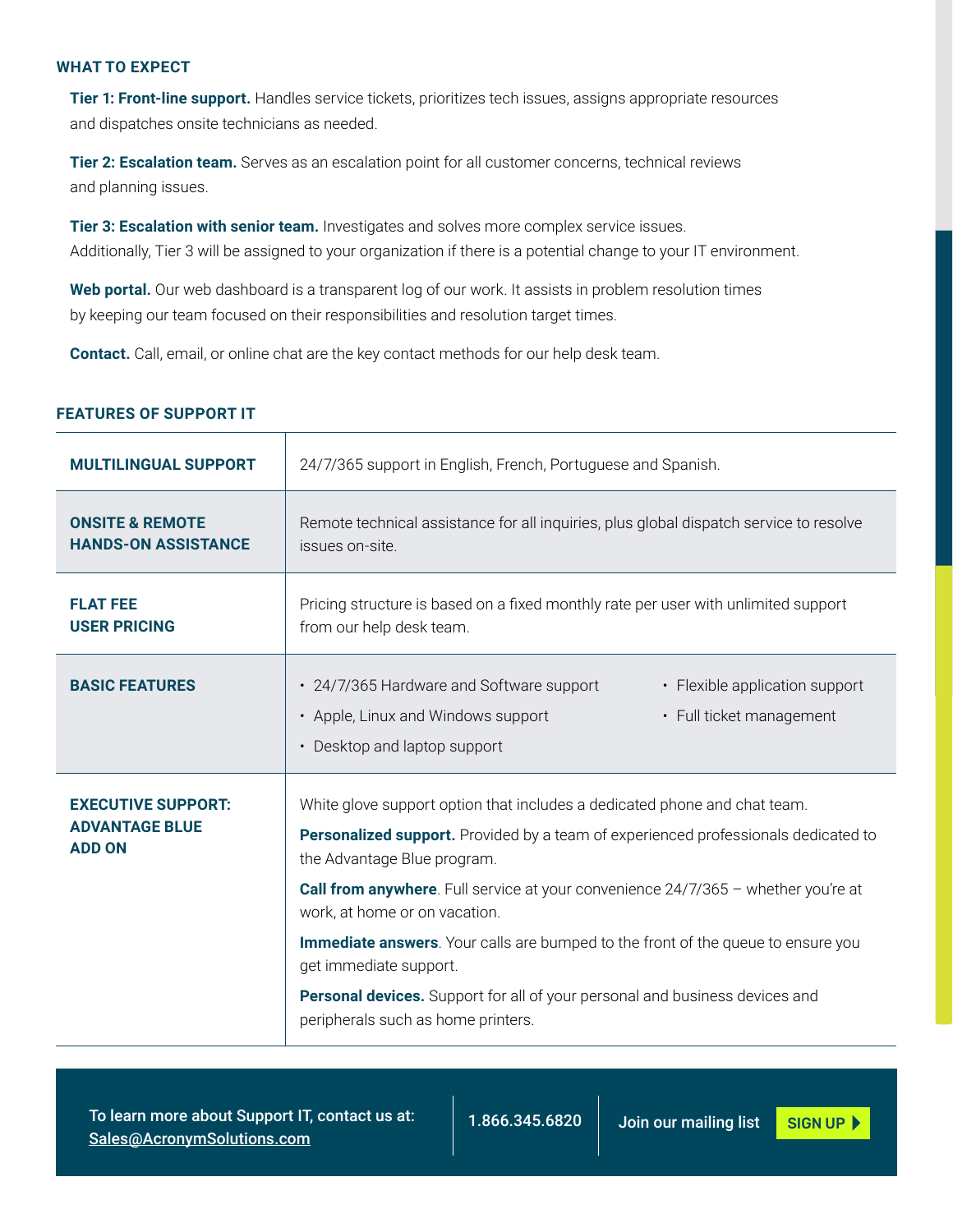## WHAT TO EXPECT

**Tier 1: Front-line support.** Handles service tickets, prioritizes tech issues, assigns appropriate resources and dispatches onsite technicians as needed.

**Tier 2: Escalation team.** Serves as an escalation point for all customer concerns, technical reviews and planning issues.

**Tier 3: Escalation with senior team.** Investigates and solves more complex service issues. Additionally, Tier 3 will be assigned to your organization if there is a potential change to your IT environment.

**Web portal.** Our web dashboard is a transparent log of our work. It assists in problem resolution times by keeping our team focused on their responsibilities and resolution target times.

**Contact.** Call, email, or online chat are the key contact methods for our help desk team.

## FEATURES OF SUPPORT IT

| | |
|---|---|
| **MULTILINGUAL SUPPORT** | 24/7/365 support in English, French, Portuguese and Spanish. |
| **ONSITE & REMOTE HANDS-ON ASSISTANCE** | Remote technical assistance for all inquiries, plus global dispatch service to resolve issues on-site. |
| **FLAT FEE USER PRICING** | Pricing structure is based on a fixed monthly rate per user with unlimited support from our help desk team. |
| **BASIC FEATURES** | • 24/7/365 Hardware and Software support<br>• Apple, Linux and Windows support<br>• Desktop and laptop support<br>• Flexible application support<br>• Full ticket management |
| **EXECUTIVE SUPPORT: ADVANTAGE BLUE ADD ON** | White glove support option that includes a dedicated phone and chat team.<br>**Personalized support.** Provided by a team of experienced professionals dedicated to the Advantage Blue program.<br>**Call from anywhere**. Full service at your convenience 24/7/365 – whether you're at work, at home or on vacation.<br>**Immediate answers**. Your calls are bumped to the front of the queue to ensure you get immediate support.<br>**Personal devices.** Support for all of your personal and business devices and peripherals such as home printers. |

To learn more about Support IT, contact us at: Sales@AcronymSolutions.com

1.866.345.6820

Join our mailing list **SIGN UP**